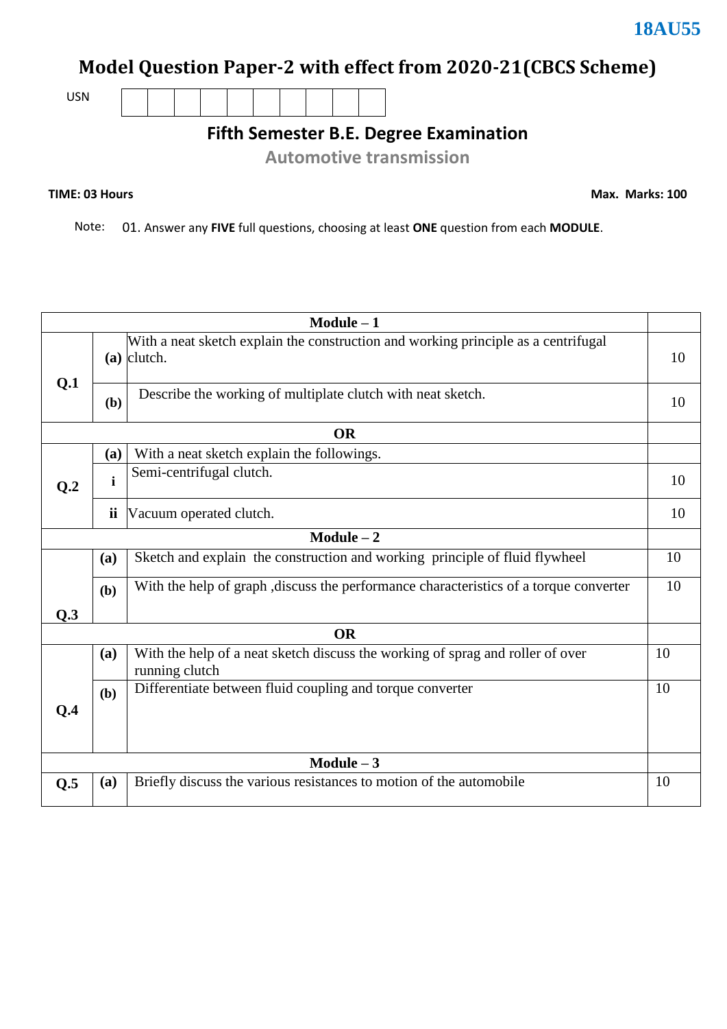**18AU55**

# Model Question Paper-2 with effect from 2020-21(CBCS Scheme)

USN

## Fifth Semester B.E. Degree Examination

## Automotive transmission

**TIME: 03 Hours** | **Max. Marks: 100**

Note: 01. Answer any **FIVE** full questions, choosing at least **ONE** question from each **MODULE**.

| | | | |
|---|---|---|---|
| | | **Module – 1** | |
| **Q.1** | **(a)** | With a neat sketch explain the construction and working principle as a centrifugal clutch. | 10 |
| | **(b)** | Describe the working of multiplate clutch with neat sketch. | 10 |
| | | **OR** | |
| **Q.2** | **(a)** | With a neat sketch explain the followings. | |
| | **i** | Semi-centrifugal clutch. | 10 |
| | **ii** | Vacuum operated clutch. | 10 |
| | | **Module – 2** | |
| **Q.3** | **(a)** | Sketch and explain the construction and working principle of fluid flywheel | 10 |
| | **(b)** | With the help of graph ,discuss the performance characteristics of a torque converter | 10 |
| | | **OR** | |
| **Q.4** | **(a)** | With the help of a neat sketch discuss the working of sprag and roller of over running clutch | 10 |
| | **(b)** | Differentiate between fluid coupling and torque converter | 10 |
| | | **Module – 3** | |
| **Q.5** | **(a)** | Briefly discuss the various resistances to motion of the automobile | 10 |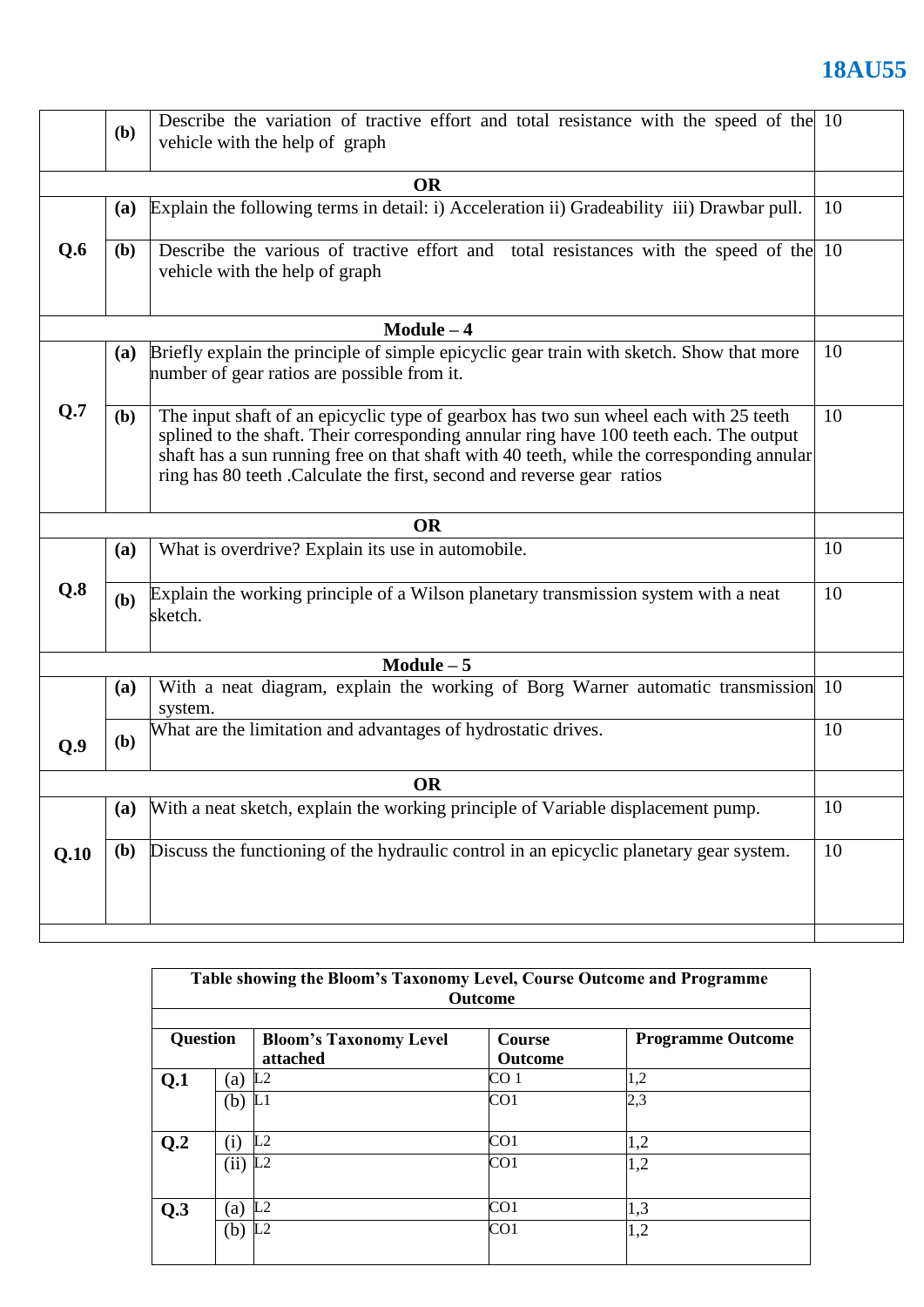| | | | |
|---|---|---|---|
| | **(b)** | Describe the variation of tractive effort and total resistance with the speed of the vehicle with the help of graph | 10 |
| | | **OR** | |
| **Q.6** | **(a)** | Explain the following terms in detail: i) Acceleration ii) Gradeability iii) Drawbar pull. | 10 |
| | **(b)** | Describe the various of tractive effort and total resistances with the speed of the vehicle with the help of graph | 10 |
| | | **Module – 4** | |
| **Q.7** | **(a)** | Briefly explain the principle of simple epicyclic gear train with sketch. Show that more number of gear ratios are possible from it. | 10 |
| | **(b)** | The input shaft of an epicyclic type of gearbox has two sun wheel each with 25 teeth splined to the shaft. Their corresponding annular ring have 100 teeth each. The output shaft has a sun running free on that shaft with 40 teeth, while the corresponding annular ring has 80 teeth .Calculate the first, second and reverse gear ratios | 10 |
| | | **OR** | |
| **Q.8** | **(a)** | What is overdrive? Explain its use in automobile. | 10 |
| | **(b)** | Explain the working principle of a Wilson planetary transmission system with a neat sketch. | 10 |
| | | **Module – 5** | |
| **Q.9** | **(a)** | With a neat diagram, explain the working of Borg Warner automatic transmission system. | 10 |
| | **(b)** | What are the limitation and advantages of hydrostatic drives. | 10 |
| | | **OR** | |
| **Q.10** | **(a)** | With a neat sketch, explain the working principle of Variable displacement pump. | 10 |
| | **(b)** | Discuss the functioning of the hydraulic control in an epicyclic planetary gear system. | 10 |

**Table showing the Bloom's Taxonomy Level, Course Outcome and Programme Outcome**

| Question | | Bloom's Taxonomy Level attached | Course Outcome | Programme Outcome |
|---|---|---|---|---|
| **Q.1** | (a) | L2 | CO 1 | 1,2 |
| | (b) | L1 | CO1 | 2,3 |
| **Q.2** | (i) | L2 | CO1 | 1,2 |
| | (ii) | L2 | CO1 | 1,2 |
| **Q.3** | (a) | L2 | CO1 | 1,3 |
| | (b) | L2 | CO1 | 1,2 |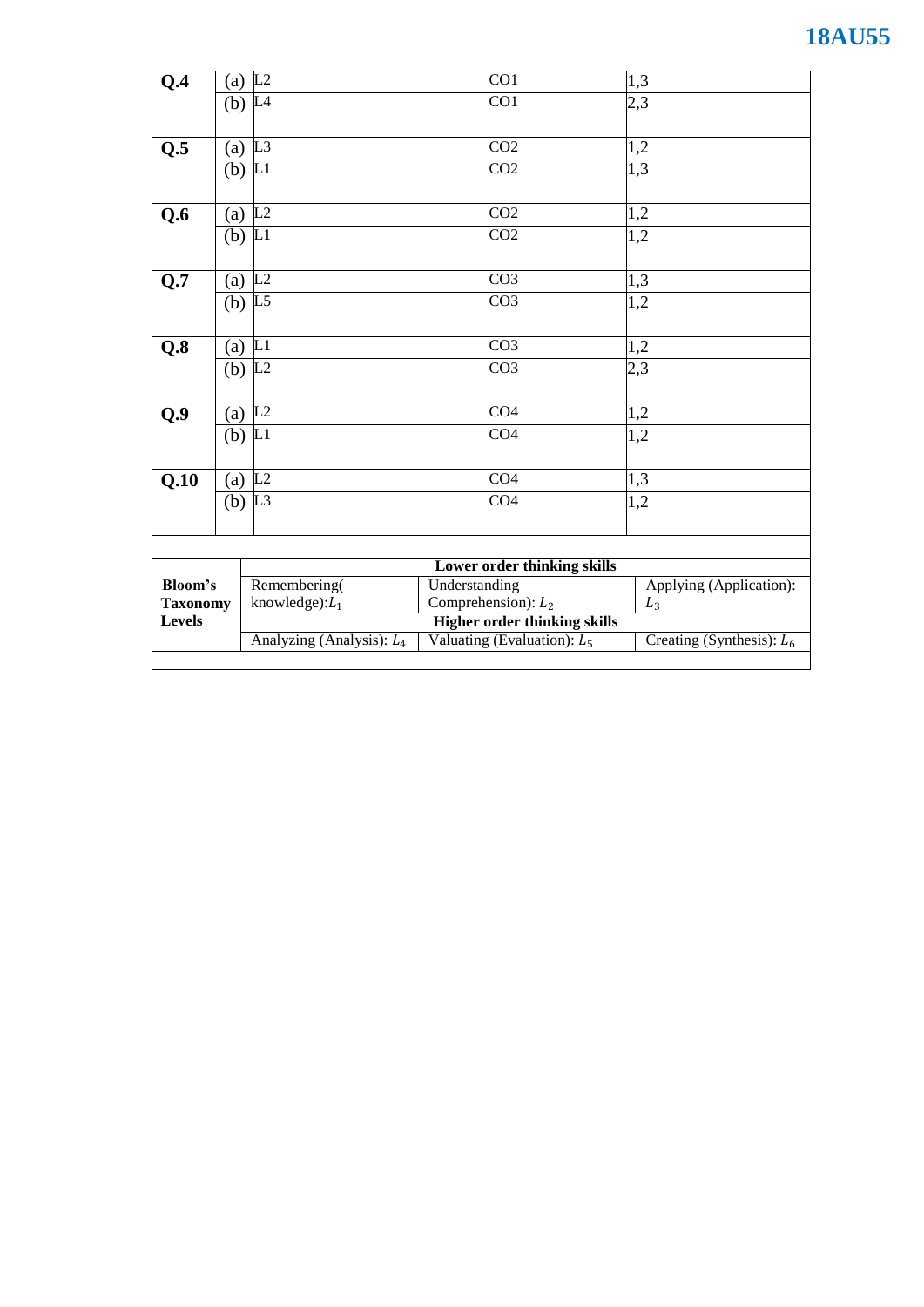| | | | | |
|---|---|---|---|---|
| **Q.4** | (a) | L2 | CO1 | 1,3 |
| | (b) | L4 | CO1 | 2,3 |
| **Q.5** | (a) | L3 | CO2 | 1,2 |
| | (b) | L1 | CO2 | 1,3 |
| **Q.6** | (a) | L2 | CO2 | 1,2 |
| | (b) | L1 | CO2 | 1,2 |
| **Q.7** | (a) | L2 | CO3 | 1,3 |
| | (b) | L5 | CO3 | 1,2 |
| **Q.8** | (a) | L1 | CO3 | 1,2 |
| | (b) | L2 | CO3 | 2,3 |
| **Q.9** | (a) | L2 | CO4 | 1,2 |
| | (b) | L1 | CO4 | 1,2 |
| **Q.10** | (a) | L2 | CO4 | 1,3 |
| | (b) | L3 | CO4 | 1,2 |

| | | | |
|---|---|---|---|
| **Bloom's Taxonomy Levels** | **Lower order thinking skills** | | |
| | Remembering( knowledge): $L_1$ | Understanding Comprehension): $L_2$ | Applying (Application): $L_3$ |
| | **Higher order thinking skills** | | |
| | Analyzing (Analysis): $L_4$ | Valuating (Evaluation): $L_5$ | Creating (Synthesis): $L_6$ |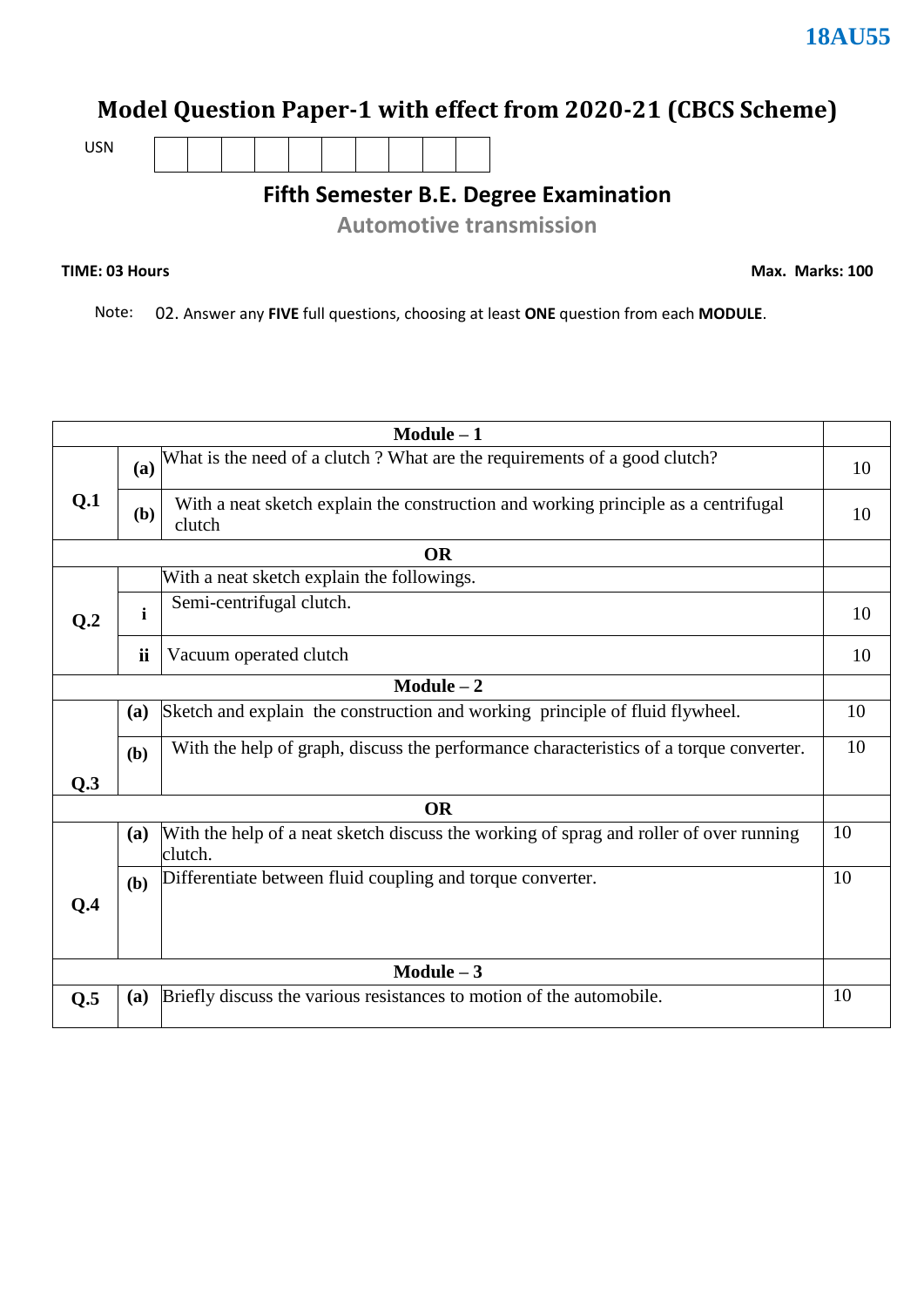**18AU55**

# Model Question Paper-1 with effect from 2020-21 (CBCS Scheme)

USN

## Fifth Semester B.E. Degree Examination

### Automotive transmission

**TIME: 03 Hours** **Max. Marks: 100**

Note: 02. Answer any **FIVE** full questions, choosing at least **ONE** question from each **MODULE**.

| | | | |
|---|---|---|---|
| | | **Module – 1** | |
| **Q.1** | **(a)** | What is the need of a clutch ? What are the requirements of a good clutch? | 10 |
| | **(b)** | With a neat sketch explain the construction and working principle as a centrifugal clutch | 10 |
| | | **OR** | |
| **Q.2** | | With a neat sketch explain the followings. | |
| | **i** | Semi-centrifugal clutch. | 10 |
| | **ii** | Vacuum operated clutch | 10 |
| | | **Module – 2** | |
| **Q.3** | **(a)** | Sketch and explain the construction and working principle of fluid flywheel. | 10 |
| | **(b)** | With the help of graph, discuss the performance characteristics of a torque converter. | 10 |
| | | **OR** | |
| **Q.4** | **(a)** | With the help of a neat sketch discuss the working of sprag and roller of over running clutch. | 10 |
| | **(b)** | Differentiate between fluid coupling and torque converter. | 10 |
| | | **Module – 3** | |
| **Q.5** | **(a)** | Briefly discuss the various resistances to motion of the automobile. | 10 |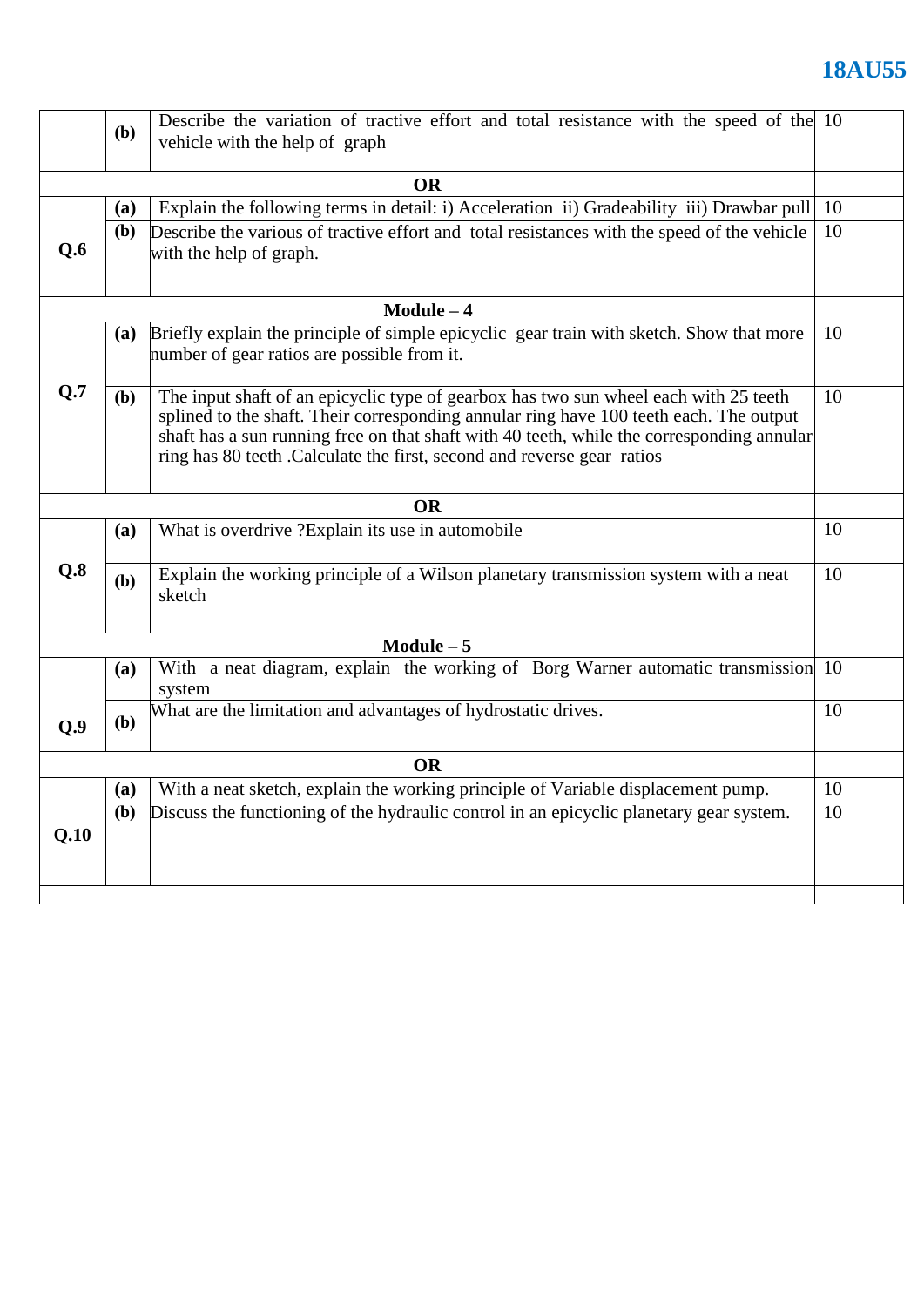| | | | |
|---|---|---|---|
| | **(b)** | Describe the variation of tractive effort and total resistance with the speed of the vehicle with the help of graph | 10 |
| **OR** | | | |
| **Q.6** | **(a)** | Explain the following terms in detail: i) Acceleration ii) Gradeability iii) Drawbar pull | 10 |
| | **(b)** | Describe the various of tractive effort and total resistances with the speed of the vehicle with the help of graph. | 10 |
| **Module – 4** | | | |
| **Q.7** | **(a)** | Briefly explain the principle of simple epicyclic gear train with sketch. Show that more number of gear ratios are possible from it. | 10 |
| | **(b)** | The input shaft of an epicyclic type of gearbox has two sun wheel each with 25 teeth splined to the shaft. Their corresponding annular ring have 100 teeth each. The output shaft has a sun running free on that shaft with 40 teeth, while the corresponding annular ring has 80 teeth .Calculate the first, second and reverse gear ratios | 10 |
| **OR** | | | |
| **Q.8** | **(a)** | What is overdrive ?Explain its use in automobile | 10 |
| | **(b)** | Explain the working principle of a Wilson planetary transmission system with a neat sketch | 10 |
| **Module – 5** | | | |
| **Q.9** | **(a)** | With a neat diagram, explain the working of Borg Warner automatic transmission system | 10 |
| | **(b)** | What are the limitation and advantages of hydrostatic drives. | 10 |
| **OR** | | | |
| **Q.10** | **(a)** | With a neat sketch, explain the working principle of Variable displacement pump. | 10 |
| | **(b)** | Discuss the functioning of the hydraulic control in an epicyclic planetary gear system. | 10 |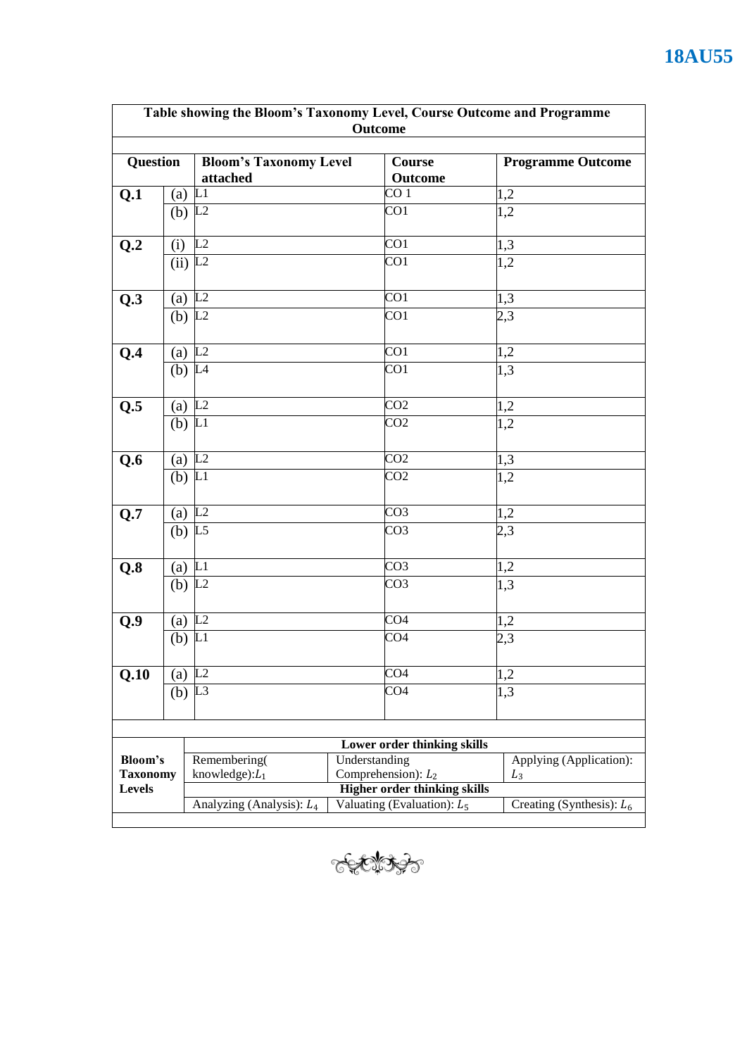**Table showing the Bloom's Taxonomy Level, Course Outcome and Programme Outcome**

| Question | | Bloom's Taxonomy Level attached | Course Outcome | Programme Outcome |
|---|---|---|---|---|
| **Q.1** | (a) | L1 | CO 1 | 1,2 |
| | (b) | L2 | CO1 | 1,2 |
| **Q.2** | (i) | L2 | CO1 | 1,3 |
| | (ii) | L2 | CO1 | 1,2 |
| **Q.3** | (a) | L2 | CO1 | 1,3 |
| | (b) | L2 | CO1 | 2,3 |
| **Q.4** | (a) | L2 | CO1 | 1,2 |
| | (b) | L4 | CO1 | 1,3 |
| **Q.5** | (a) | L2 | CO2 | 1,2 |
| | (b) | L1 | CO2 | 1,2 |
| **Q.6** | (a) | L2 | CO2 | 1,3 |
| | (b) | L1 | CO2 | 1,2 |
| **Q.7** | (a) | L2 | CO3 | 1,2 |
| | (b) | L5 | CO3 | 2,3 |
| **Q.8** | (a) | L1 | CO3 | 1,2 |
| | (b) | L2 | CO3 | 1,3 |
| **Q.9** | (a) | L2 | CO4 | 1,2 |
| | (b) | L1 | CO4 | 2,3 |
| **Q.10** | (a) | L2 | CO4 | 1,2 |
| | (b) | L3 | CO4 | 1,3 |

| | | | |
|---|---|---|---|
| **Bloom's Taxonomy Levels** | **Lower order thinking skills** | | |
| | Remembering( knowledge): $L_1$ | Understanding Comprehension): $L_2$ | Applying (Application): $L_3$ |
| | **Higher order thinking skills** | | |
| | Analyzing (Analysis): $L_4$ | Valuating (Evaluation): $L_5$ | Creating (Synthesis): $L_6$ |